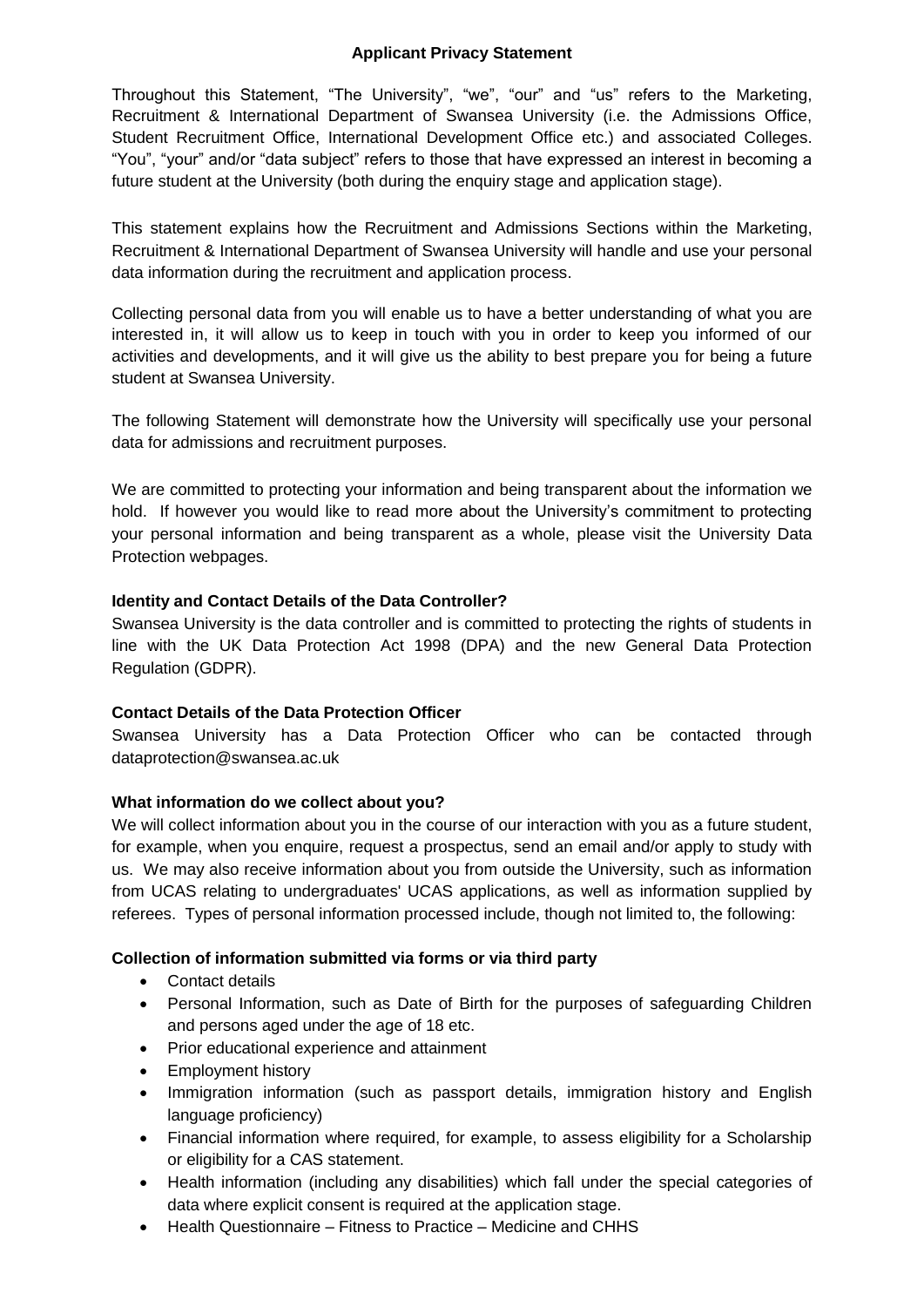# Applicant Privacy Statement

Throughout this Statement, "The University", "we", "our" and "us" refers to the Marketing, Recruitment & International Department of Swansea University (i.e. the Admissions Office, Student Recruitment Office, International Development Office etc.) and associated Colleges. "You", "your" and/or "data subject" refers to those that have expressed an interest in becoming a future student at the University (both during the enquiry stage and application stage).

This statement explains how the Recruitment and Admissions Sections within the Marketing, Recruitment & International Department of Swansea University will handle and use your personal data information during the recruitment and application process.

Collecting personal data from you will enable us to have a better understanding of what you are interested in, it will allow us to keep in touch with you in order to keep you informed of our activities and developments, and it will give us the ability to best prepare you for being a future student at Swansea University.

The following Statement will demonstrate how the University will specifically use your personal data for admissions and recruitment purposes.

We are committed to protecting your information and being transparent about the information we hold. If however you would like to read more about the University's commitment to protecting your personal information and being transparent as a whole, please visit the University Data Protection webpages.

**Identity and Contact Details of the Data Controller?**

Swansea University is the data controller and is committed to protecting the rights of students in line with the UK Data Protection Act 1998 (DPA) and the new General Data Protection Regulation (GDPR).

**Contact Details of the Data Protection Officer**

Swansea University has a Data Protection Officer who can be contacted through dataprotection@swansea.ac.uk

**What information do we collect about you?**

We will collect information about you in the course of our interaction with you as a future student, for example, when you enquire, request a prospectus, send an email and/or apply to study with us. We may also receive information about you from outside the University, such as information from UCAS relating to undergraduates' UCAS applications, as well as information supplied by referees. Types of personal information processed include, though not limited to, the following:

**Collection of information submitted via forms or via third party**

- Contact details
- Personal Information, such as Date of Birth for the purposes of safeguarding Children and persons aged under the age of 18 etc.
- Prior educational experience and attainment
- Employment history
- Immigration information (such as passport details, immigration history and English language proficiency)
- Financial information where required, for example, to assess eligibility for a Scholarship or eligibility for a CAS statement.
- Health information (including any disabilities) which fall under the special categories of data where explicit consent is required at the application stage.
- Health Questionnaire – Fitness to Practice – Medicine and CHHS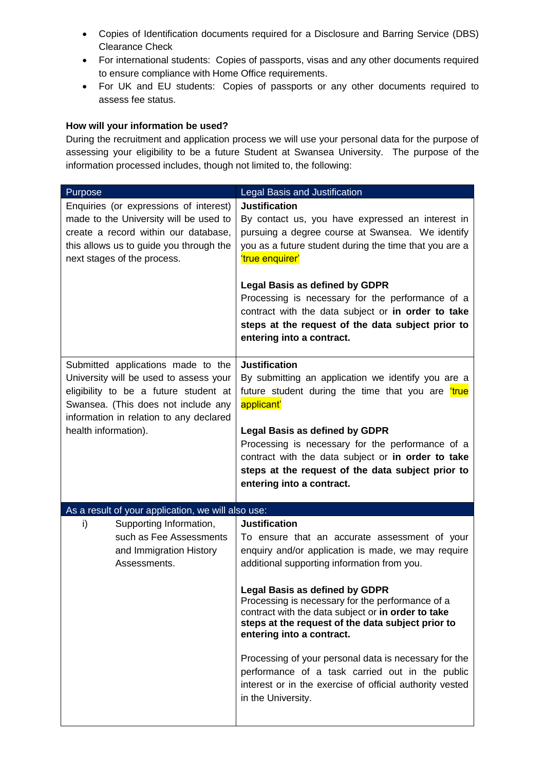- Copies of Identification documents required for a Disclosure and Barring Service (DBS) Clearance Check
- For international students: Copies of passports, visas and any other documents required to ensure compliance with Home Office requirements.
- For UK and EU students: Copies of passports or any other documents required to assess fee status.

**How will your information be used?**

During the recruitment and application process we will use your personal data for the purpose of assessing your eligibility to be a future Student at Swansea University. The purpose of the information processed includes, though not limited to, the following:

| Purpose | Legal Basis and Justification |
|---|---|
| Enquiries (or expressions of interest) made to the University will be used to create a record within our database, this allows us to guide you through the next stages of the process. | **Justification**<br>By contact us, you have expressed an interest in pursuing a degree course at Swansea. We identify you as a future student during the time that you are a 'true enquirer'<br><br>**Legal Basis as defined by GDPR**<br>Processing is necessary for the performance of a contract with the data subject or **in order to take steps at the request of the data subject prior to entering into a contract.** |
| Submitted applications made to the University will be used to assess your eligibility to be a future student at Swansea. (This does not include any information in relation to any declared health information). | **Justification**<br>By submitting an application we identify you are a future student during the time that you are 'true applicant'<br><br>**Legal Basis as defined by GDPR**<br>Processing is necessary for the performance of a contract with the data subject or **in order to take steps at the request of the data subject prior to entering into a contract.** |
| As a result of your application, we will also use: | |
| i) Supporting Information, such as Fee Assessments and Immigration History Assessments. | **Justification**<br>To ensure that an accurate assessment of your enquiry and/or application is made, we may require additional supporting information from you.<br><br>**Legal Basis as defined by GDPR**<br>Processing is necessary for the performance of a contract with the data subject or **in order to take steps at the request of the data subject prior to entering into a contract.**<br><br>Processing of your personal data is necessary for the performance of a task carried out in the public interest or in the exercise of official authority vested in the University. |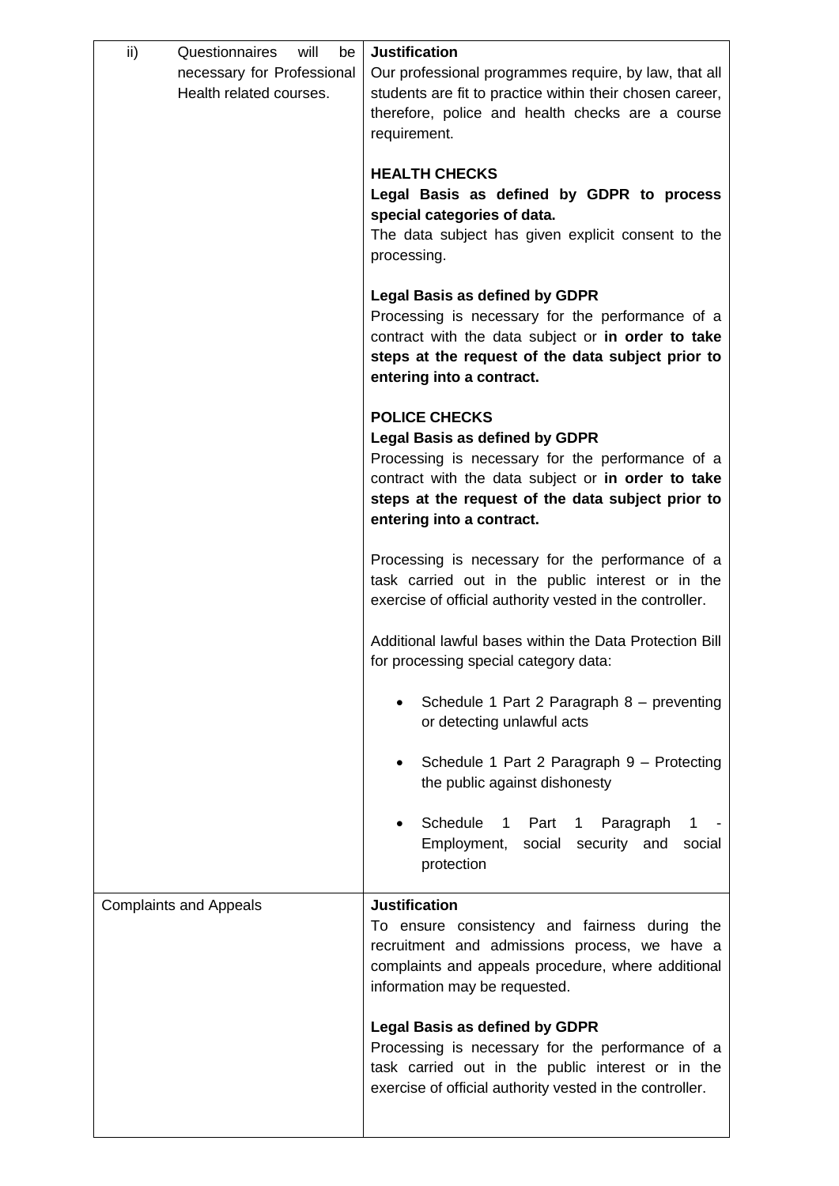| | |
|---|---|
| ii) Questionnaires will be necessary for Professional Health related courses. | **Justification**<br>Our professional programmes require, by law, that all students are fit to practice within their chosen career, therefore, police and health checks are a course requirement.<br><br>**HEALTH CHECKS**<br>**Legal Basis as defined by GDPR to process special categories of data.**<br>The data subject has given explicit consent to the processing.<br><br>**Legal Basis as defined by GDPR**<br>Processing is necessary for the performance of a contract with the data subject or **in order to take steps at the request of the data subject prior to entering into a contract.**<br><br>**POLICE CHECKS**<br>**Legal Basis as defined by GDPR**<br>Processing is necessary for the performance of a contract with the data subject or **in order to take steps at the request of the data subject prior to entering into a contract.**<br><br>Processing is necessary for the performance of a task carried out in the public interest or in the exercise of official authority vested in the controller.<br><br>Additional lawful bases within the Data Protection Bill for processing special category data:<br><br>• Schedule 1 Part 2 Paragraph 8 – preventing or detecting unlawful acts<br><br>• Schedule 1 Part 2 Paragraph 9 – Protecting the public against dishonesty<br><br>• Schedule 1 Part 1 Paragraph 1 - Employment, social security and social protection |
| Complaints and Appeals | **Justification**<br>To ensure consistency and fairness during the recruitment and admissions process, we have a complaints and appeals procedure, where additional information may be requested.<br><br>**Legal Basis as defined by GDPR**<br>Processing is necessary for the performance of a task carried out in the public interest or in the exercise of official authority vested in the controller. |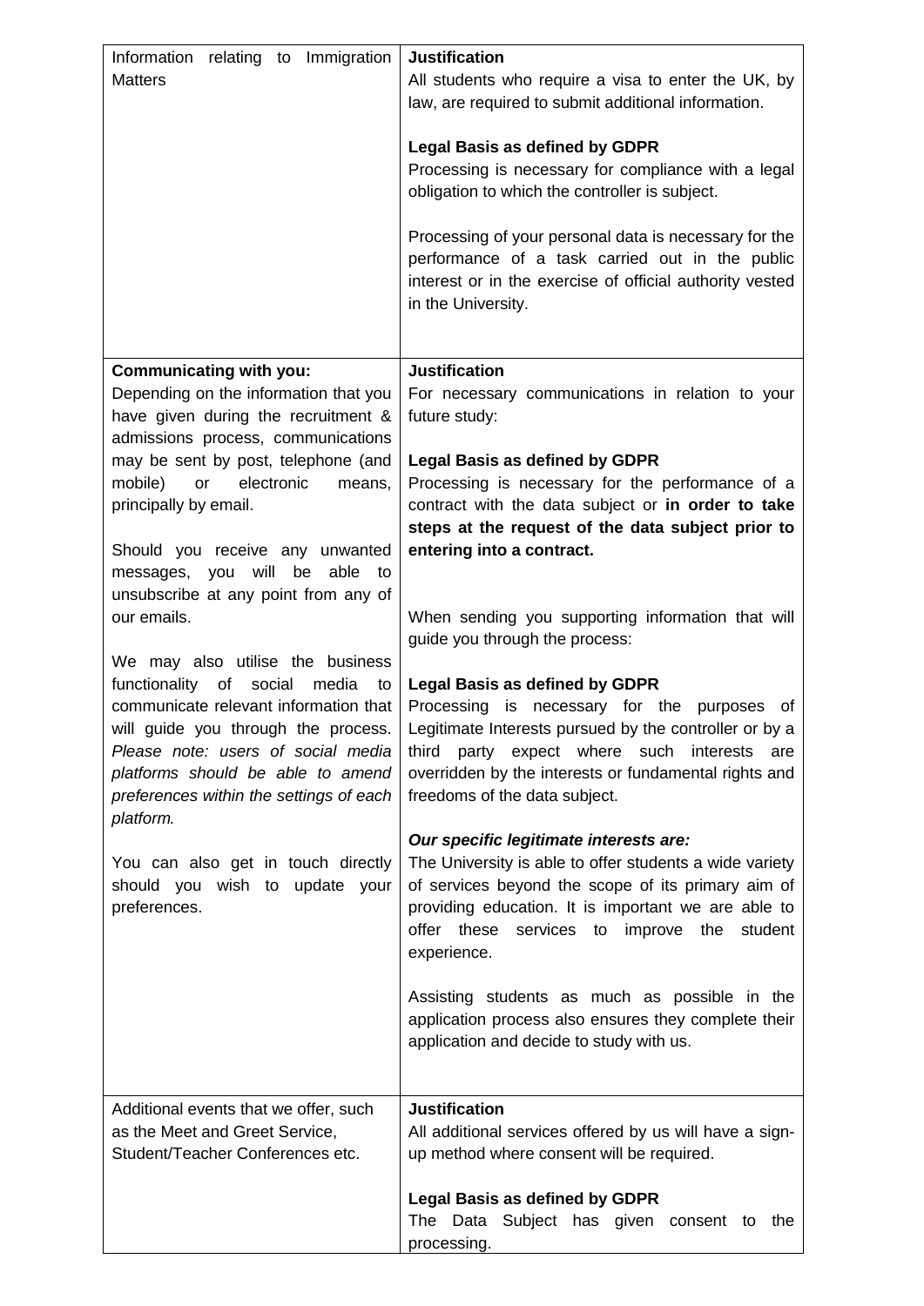| | |
|---|---|
| Information relating to Immigration Matters | **Justification**<br>All students who require a visa to enter the UK, by law, are required to submit additional information.<br><br>**Legal Basis as defined by GDPR**<br>Processing is necessary for compliance with a legal obligation to which the controller is subject.<br><br>Processing of your personal data is necessary for the performance of a task carried out in the public interest or in the exercise of official authority vested in the University. |
| **Communicating with you:**<br>Depending on the information that you have given during the recruitment & admissions process, communications may be sent by post, telephone (and mobile) or electronic means, principally by email.<br><br>Should you receive any unwanted messages, you will be able to unsubscribe at any point from any of our emails.<br><br>We may also utilise the business functionality of social media to communicate relevant information that will guide you through the process. *Please note: users of social media platforms should be able to amend preferences within the settings of each platform.*<br><br>You can also get in touch directly should you wish to update your preferences. | **Justification**<br>For necessary communications in relation to your future study:<br><br>**Legal Basis as defined by GDPR**<br>Processing is necessary for the performance of a contract with the data subject or **in order to take steps at the request of the data subject prior to entering into a contract.**<br><br>When sending you supporting information that will guide you through the process:<br><br>**Legal Basis as defined by GDPR**<br>Processing is necessary for the purposes of Legitimate Interests pursued by the controller or by a third party expect where such interests are overridden by the interests or fundamental rights and freedoms of the data subject.<br><br>***Our specific legitimate interests are:***<br>The University is able to offer students a wide variety of services beyond the scope of its primary aim of providing education. It is important we are able to offer these services to improve the student experience.<br><br>Assisting students as much as possible in the application process also ensures they complete their application and decide to study with us. |
| Additional events that we offer, such as the Meet and Greet Service, Student/Teacher Conferences etc. | **Justification**<br>All additional services offered by us will have a sign-up method where consent will be required.<br><br>**Legal Basis as defined by GDPR**<br>The Data Subject has given consent to the processing. |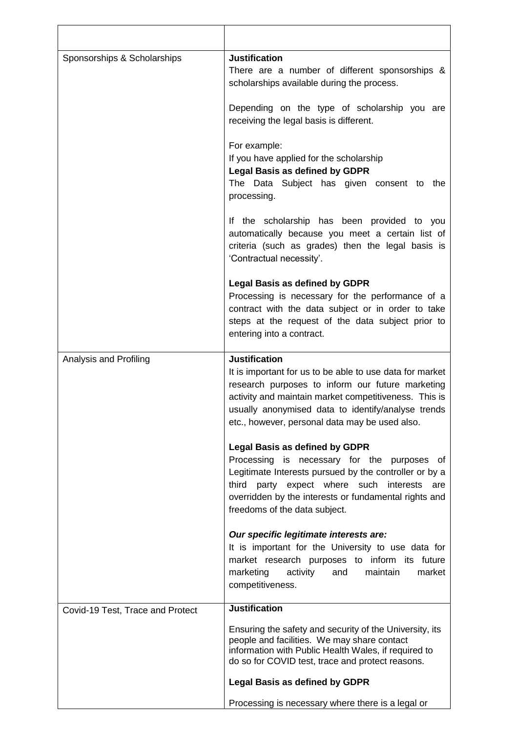| | |
|---|---|
| Sponsorships & Scholarships | **Justification**<br>There are a number of different sponsorships & scholarships available during the process.<br><br>Depending on the type of scholarship you are receiving the legal basis is different.<br><br>For example:<br>If you have applied for the scholarship<br>**Legal Basis as defined by GDPR**<br>The Data Subject has given consent to the processing.<br><br>If the scholarship has been provided to you automatically because you meet a certain list of criteria (such as grades) then the legal basis is 'Contractual necessity'.<br><br>**Legal Basis as defined by GDPR**<br>Processing is necessary for the performance of a contract with the data subject or in order to take steps at the request of the data subject prior to entering into a contract. |
| Analysis and Profiling | **Justification**<br>It is important for us to be able to use data for market research purposes to inform our future marketing activity and maintain market competitiveness. This is usually anonymised data to identify/analyse trends etc., however, personal data may be used also.<br><br>**Legal Basis as defined by GDPR**<br>Processing is necessary for the purposes of Legitimate Interests pursued by the controller or by a third party expect where such interests are overridden by the interests or fundamental rights and freedoms of the data subject.<br><br>***Our specific legitimate interests are:***<br>It is important for the University to use data for market research purposes to inform its future marketing activity and maintain market competitiveness. |
| Covid-19 Test, Trace and Protect | **Justification**<br><br>Ensuring the safety and security of the University, its people and facilities. We may share contact information with Public Health Wales, if required to do so for COVID test, trace and protect reasons.<br><br>**Legal Basis as defined by GDPR**<br><br>Processing is necessary where there is a legal or |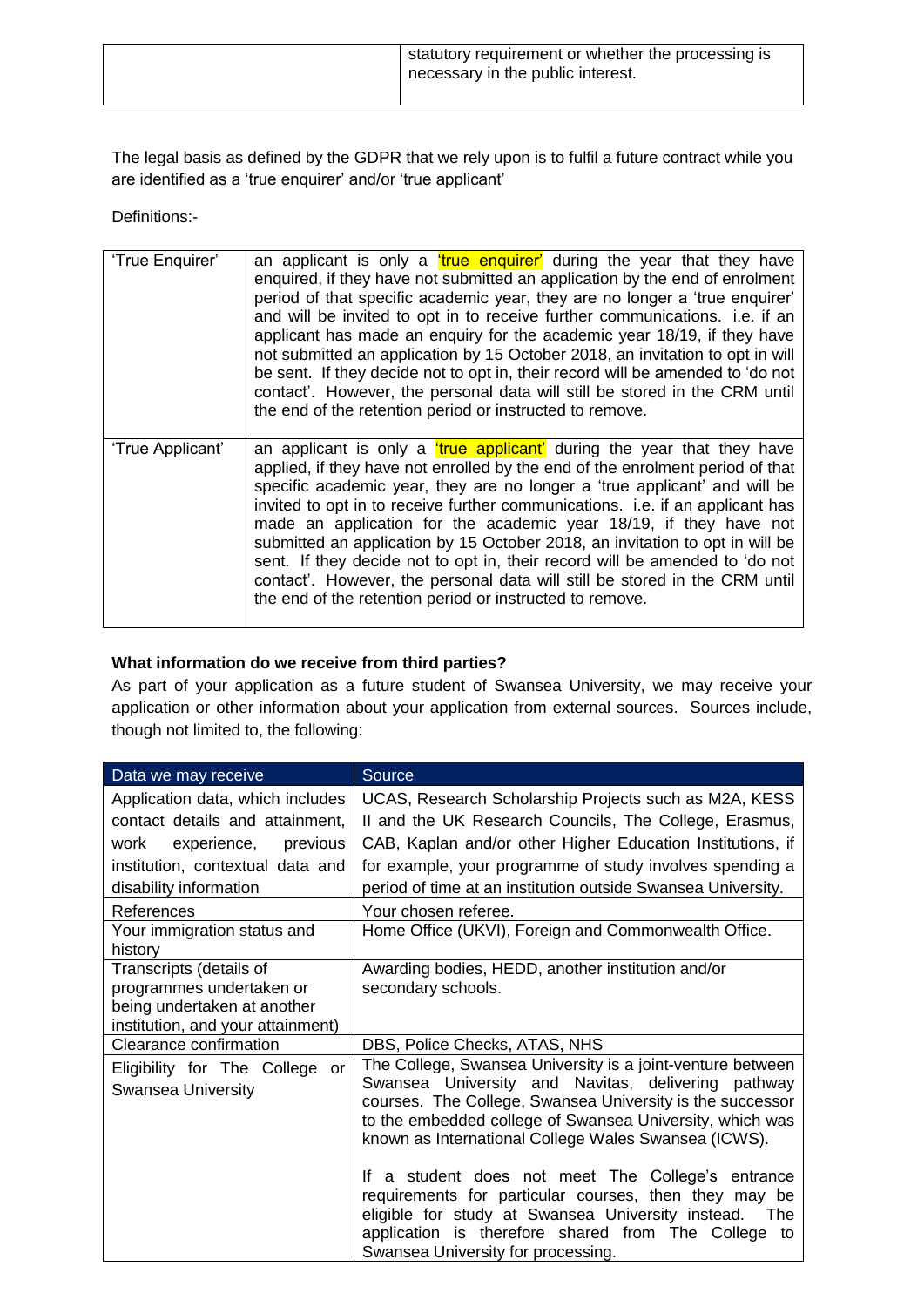| | statutory requirement or whether the processing is necessary in the public interest. |
|---|---|

The legal basis as defined by the GDPR that we rely upon is to fulfil a future contract while you are identified as a 'true enquirer' and/or 'true applicant'

Definitions:-

| 'True Enquirer' | an applicant is only a 'true enquirer' during the year that they have enquired, if they have not submitted an application by the end of enrolment period of that specific academic year, they are no longer a 'true enquirer' and will be invited to opt in to receive further communications. i.e. if an applicant has made an enquiry for the academic year 18/19, if they have not submitted an application by 15 October 2018, an invitation to opt in will be sent. If they decide not to opt in, their record will be amended to 'do not contact'. However, the personal data will still be stored in the CRM until the end of the retention period or instructed to remove. |
|---|---|
| 'True Applicant' | an applicant is only a 'true applicant' during the year that they have applied, if they have not enrolled by the end of the enrolment period of that specific academic year, they are no longer a 'true applicant' and will be invited to opt in to receive further communications. i.e. if an applicant has made an application for the academic year 18/19, if they have not submitted an application by 15 October 2018, an invitation to opt in will be sent. If they decide not to opt in, their record will be amended to 'do not contact'. However, the personal data will still be stored in the CRM until the end of the retention period or instructed to remove. |

**What information do we receive from third parties?**

As part of your application as a future student of Swansea University, we may receive your application or other information about your application from external sources. Sources include, though not limited to, the following:

| Data we may receive | Source |
|---|---|
| Application data, which includes contact details and attainment, work experience, previous institution, contextual data and disability information | UCAS, Research Scholarship Projects such as M2A, KESS II and the UK Research Councils, The College, Erasmus, CAB, Kaplan and/or other Higher Education Institutions, if for example, your programme of study involves spending a period of time at an institution outside Swansea University. |
| References | Your chosen referee. |
| Your immigration status and history | Home Office (UKVI), Foreign and Commonwealth Office. |
| Transcripts (details of programmes undertaken or being undertaken at another institution, and your attainment) | Awarding bodies, HEDD, another institution and/or secondary schools. |
| Clearance confirmation | DBS, Police Checks, ATAS, NHS |
| Eligibility for The College or Swansea University | The College, Swansea University is a joint-venture between Swansea University and Navitas, delivering pathway courses. The College, Swansea University is the successor to the embedded college of Swansea University, which was known as International College Wales Swansea (ICWS).<br><br>If a student does not meet The College's entrance requirements for particular courses, then they may be eligible for study at Swansea University instead. The application is therefore shared from The College to Swansea University for processing. |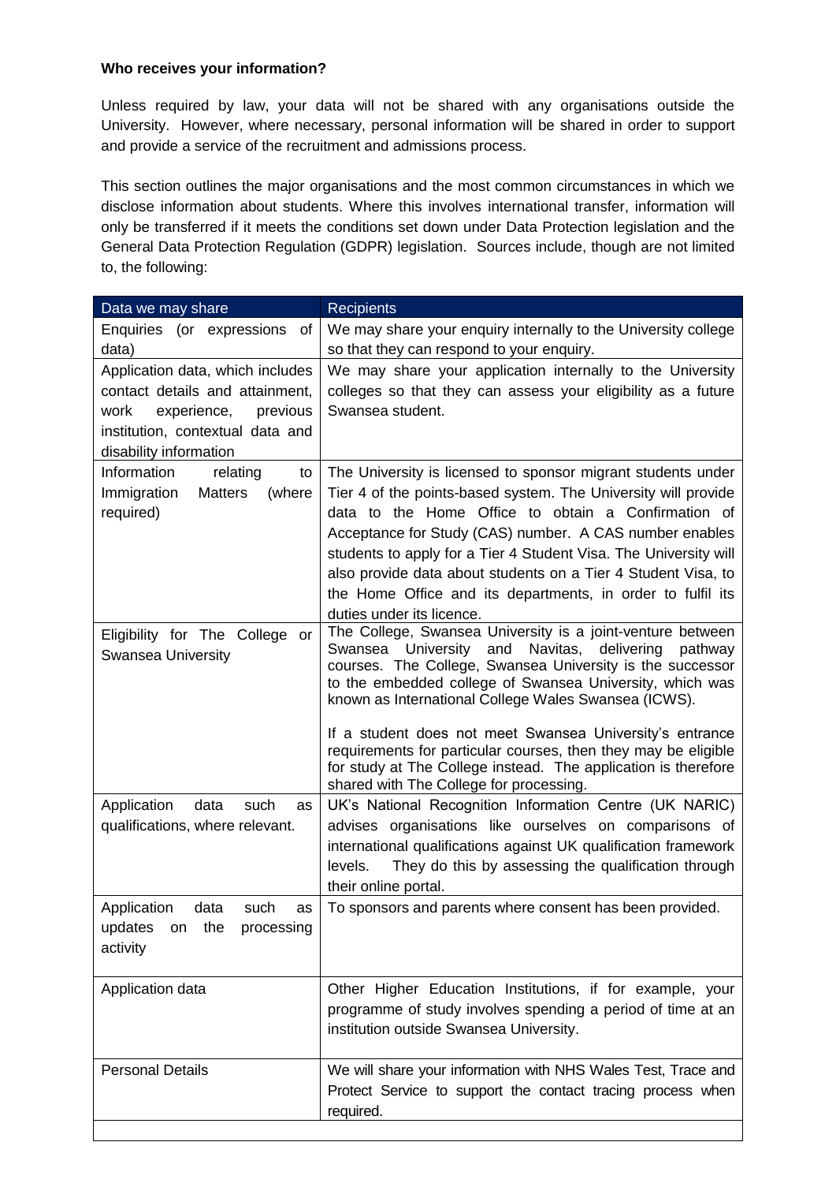**Who receives your information?**

Unless required by law, your data will not be shared with any organisations outside the University. However, where necessary, personal information will be shared in order to support and provide a service of the recruitment and admissions process.

This section outlines the major organisations and the most common circumstances in which we disclose information about students. Where this involves international transfer, information will only be transferred if it meets the conditions set down under Data Protection legislation and the General Data Protection Regulation (GDPR) legislation. Sources include, though are not limited to, the following:

| Data we may share | Recipients |
|---|---|
| Enquiries (or expressions of data) | We may share your enquiry internally to the University college so that they can respond to your enquiry. |
| Application data, which includes contact details and attainment, work experience, previous institution, contextual data and disability information | We may share your application internally to the University colleges so that they can assess your eligibility as a future Swansea student. |
| Information relating to Immigration Matters (where required) | The University is licensed to sponsor migrant students under Tier 4 of the points-based system. The University will provide data to the Home Office to obtain a Confirmation of Acceptance for Study (CAS) number. A CAS number enables students to apply for a Tier 4 Student Visa. The University will also provide data about students on a Tier 4 Student Visa, to the Home Office and its departments, in order to fulfil its duties under its licence. |
| Eligibility for The College or Swansea University | The College, Swansea University is a joint-venture between Swansea University and Navitas, delivering pathway courses. The College, Swansea University is the successor to the embedded college of Swansea University, which was known as International College Wales Swansea (ICWS).<br><br>If a student does not meet Swansea University's entrance requirements for particular courses, then they may be eligible for study at The College instead. The application is therefore shared with The College for processing. |
| Application data such as qualifications, where relevant. | UK's National Recognition Information Centre (UK NARIC) advises organisations like ourselves on comparisons of international qualifications against UK qualification framework levels. They do this by assessing the qualification through their online portal. |
| Application data such as updates on the processing activity | To sponsors and parents where consent has been provided. |
| Application data | Other Higher Education Institutions, if for example, your programme of study involves spending a period of time at an institution outside Swansea University. |
| Personal Details | We will share your information with NHS Wales Test, Trace and Protect Service to support the contact tracing process when required. |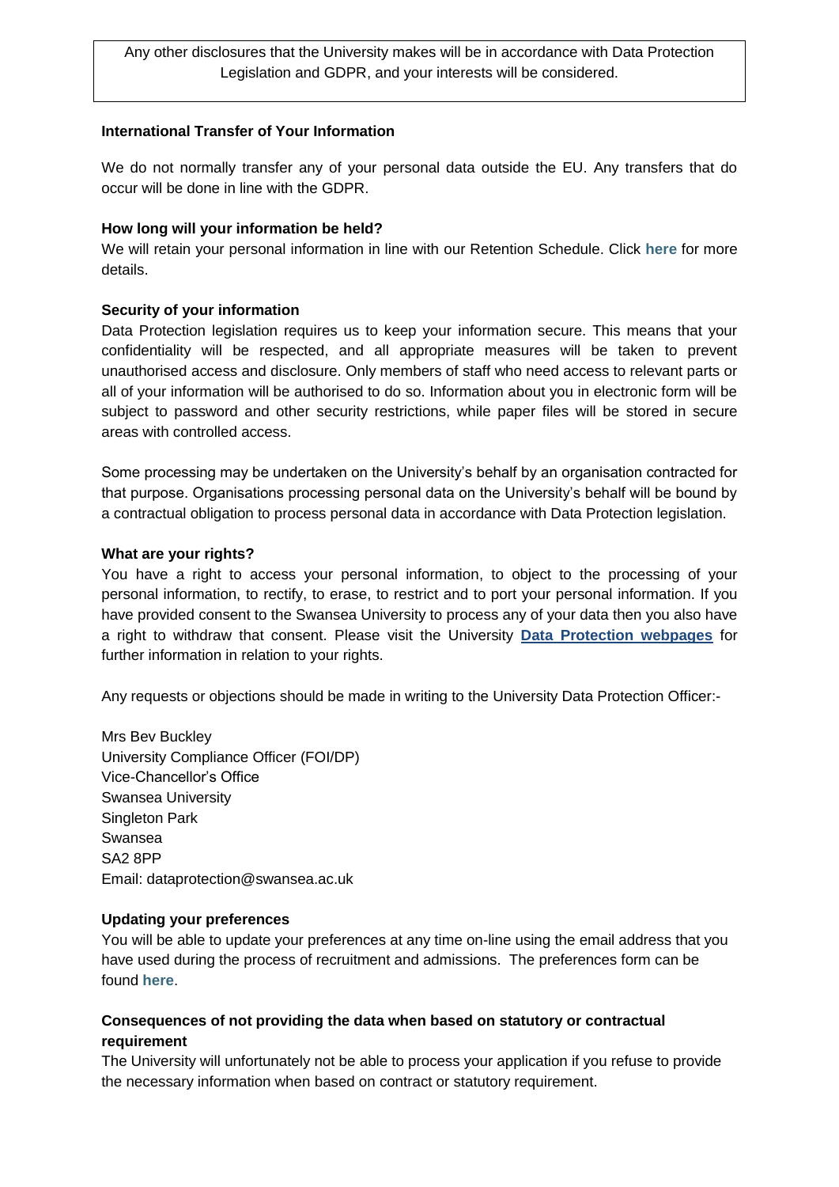Any other disclosures that the University makes will be in accordance with Data Protection Legislation and GDPR, and your interests will be considered.

**International Transfer of Your Information**

We do not normally transfer any of your personal data outside the EU. Any transfers that do occur will be done in line with the GDPR.

**How long will your information be held?**

We will retain your personal information in line with our Retention Schedule. Click **here** for more details.

**Security of your information**

Data Protection legislation requires us to keep your information secure. This means that your confidentiality will be respected, and all appropriate measures will be taken to prevent unauthorised access and disclosure. Only members of staff who need access to relevant parts or all of your information will be authorised to do so. Information about you in electronic form will be subject to password and other security restrictions, while paper files will be stored in secure areas with controlled access.

Some processing may be undertaken on the University's behalf by an organisation contracted for that purpose. Organisations processing personal data on the University's behalf will be bound by a contractual obligation to process personal data in accordance with Data Protection legislation.

**What are your rights?**

You have a right to access your personal information, to object to the processing of your personal information, to rectify, to erase, to restrict and to port your personal information. If you have provided consent to the Swansea University to process any of your data then you also have a right to withdraw that consent. Please visit the University **Data Protection webpages** for further information in relation to your rights.

Any requests or objections should be made in writing to the University Data Protection Officer:-

Mrs Bev Buckley
University Compliance Officer (FOI/DP)
Vice-Chancellor's Office
Swansea University
Singleton Park
Swansea
SA2 8PP
Email: dataprotection@swansea.ac.uk

**Updating your preferences**

You will be able to update your preferences at any time on-line using the email address that you have used during the process of recruitment and admissions. The preferences form can be found **here**.

**Consequences of not providing the data when based on statutory or contractual requirement**

The University will unfortunately not be able to process your application if you refuse to provide the necessary information when based on contract or statutory requirement.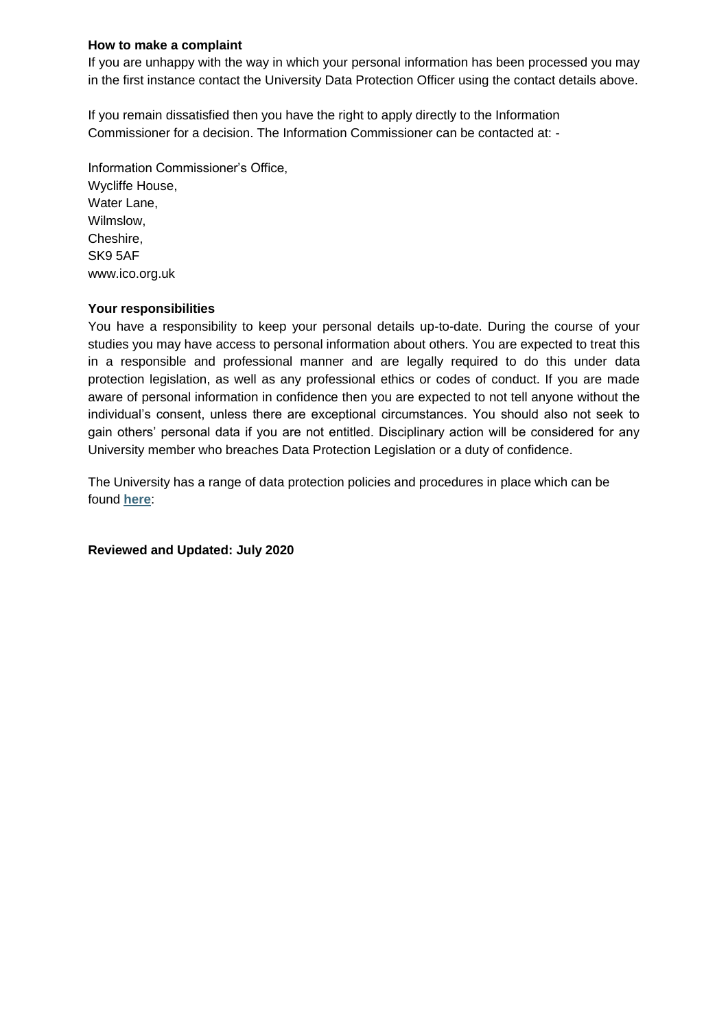**How to make a complaint**

If you are unhappy with the way in which your personal information has been processed you may in the first instance contact the University Data Protection Officer using the contact details above.

If you remain dissatisfied then you have the right to apply directly to the Information Commissioner for a decision. The Information Commissioner can be contacted at: -

Information Commissioner's Office,
Wycliffe House,
Water Lane,
Wilmslow,
Cheshire,
SK9 5AF
www.ico.org.uk

**Your responsibilities**

You have a responsibility to keep your personal details up-to-date. During the course of your studies you may have access to personal information about others. You are expected to treat this in a responsible and professional manner and are legally required to do this under data protection legislation, as well as any professional ethics or codes of conduct. If you are made aware of personal information in confidence then you are expected to not tell anyone without the individual's consent, unless there are exceptional circumstances. You should also not seek to gain others' personal data if you are not entitled. Disciplinary action will be considered for any University member who breaches Data Protection Legislation or a duty of confidence.

The University has a range of data protection policies and procedures in place which can be found **here**:

**Reviewed and Updated: July 2020**